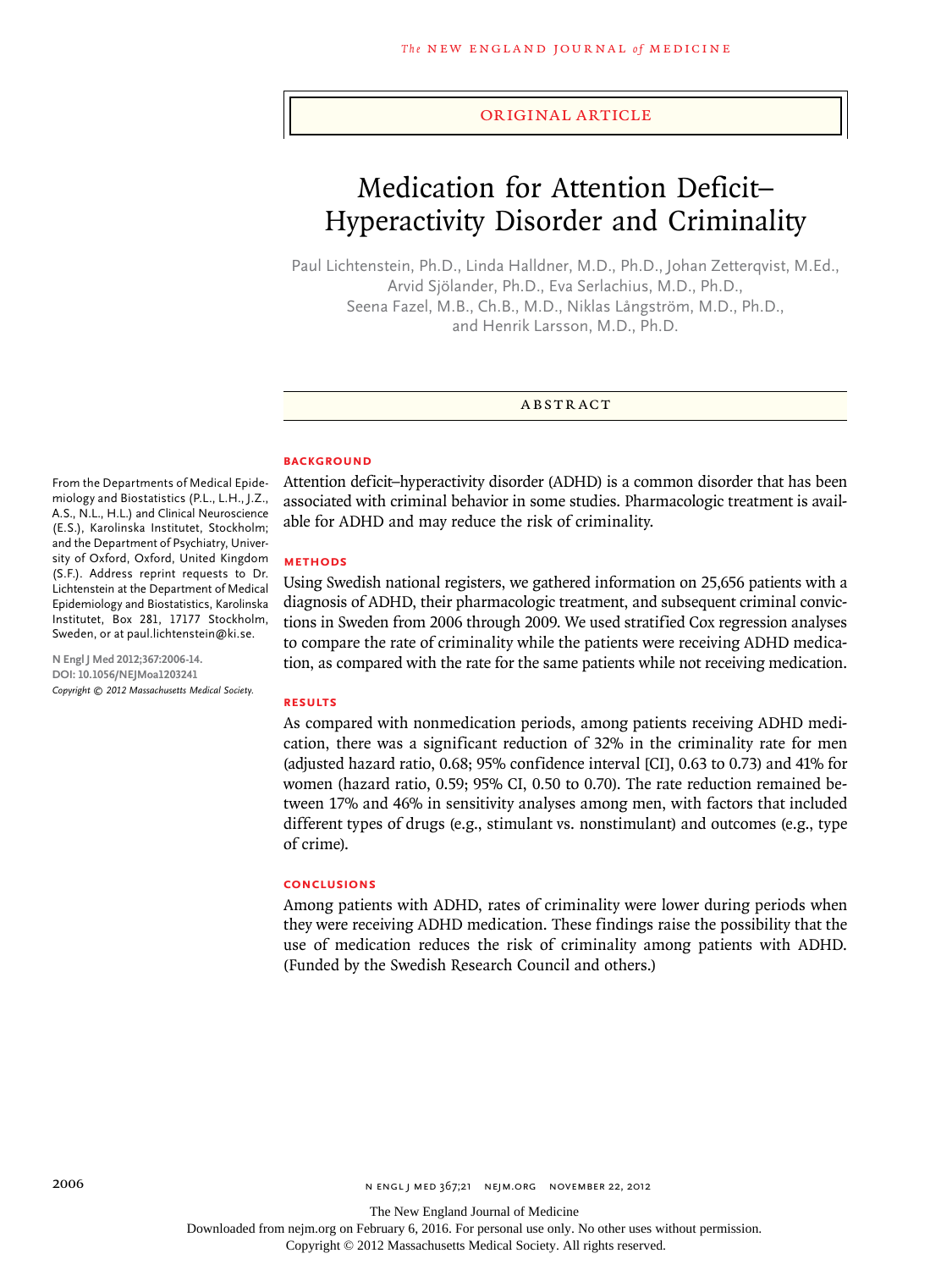ORIGINAL ARTICLE

# Medication for Attention Deficit–Hyperactivity Disorder and Criminality

Paul Lichtenstein, Ph.D., Linda Halldner, M.D., Ph.D., Johan Zetterqvist, M.Ed., Arvid Sjölander, Ph.D., Eva Serlachius, M.D., Ph.D., Seena Fazel, M.B., Ch.B., M.D., Niklas Långström, M.D., Ph.D., and Henrik Larsson, M.D., Ph.D.

## ABSTRACT

### BACKGROUND

Attention deficit–hyperactivity disorder (ADHD) is a common disorder that has been associated with criminal behavior in some studies. Pharmacologic treatment is available for ADHD and may reduce the risk of criminality.

### METHODS

Using Swedish national registers, we gathered information on 25,656 patients with a diagnosis of ADHD, their pharmacologic treatment, and subsequent criminal convictions in Sweden from 2006 through 2009. We used stratified Cox regression analyses to compare the rate of criminality while the patients were receiving ADHD medication, as compared with the rate for the same patients while not receiving medication.

### RESULTS

As compared with nonmedication periods, among patients receiving ADHD medication, there was a significant reduction of 32% in the criminality rate for men (adjusted hazard ratio, 0.68; 95% confidence interval [CI], 0.63 to 0.73) and 41% for women (hazard ratio, 0.59; 95% CI, 0.50 to 0.70). The rate reduction remained between 17% and 46% in sensitivity analyses among men, with factors that included different types of drugs (e.g., stimulant vs. nonstimulant) and outcomes (e.g., type of crime).

### CONCLUSIONS

Among patients with ADHD, rates of criminality were lower during periods when they were receiving ADHD medication. These findings raise the possibility that the use of medication reduces the risk of criminality among patients with ADHD. (Funded by the Swedish Research Council and others.)

From the Departments of Medical Epidemiology and Biostatistics (P.L., L.H., J.Z., A.S., N.L., H.L.) and Clinical Neuroscience (E.S.), Karolinska Institutet, Stockholm; and the Department of Psychiatry, University of Oxford, Oxford, United Kingdom (S.F.). Address reprint requests to Dr. Lichtenstein at the Department of Medical Epidemiology and Biostatistics, Karolinska Institutet, Box 281, 17177 Stockholm, Sweden, or at paul.lichtenstein@ki.se.

N Engl J Med 2012;367:2006-14.
DOI: 10.1056/NEJMoa1203241
*Copyright © 2012 Massachusetts Medical Society.*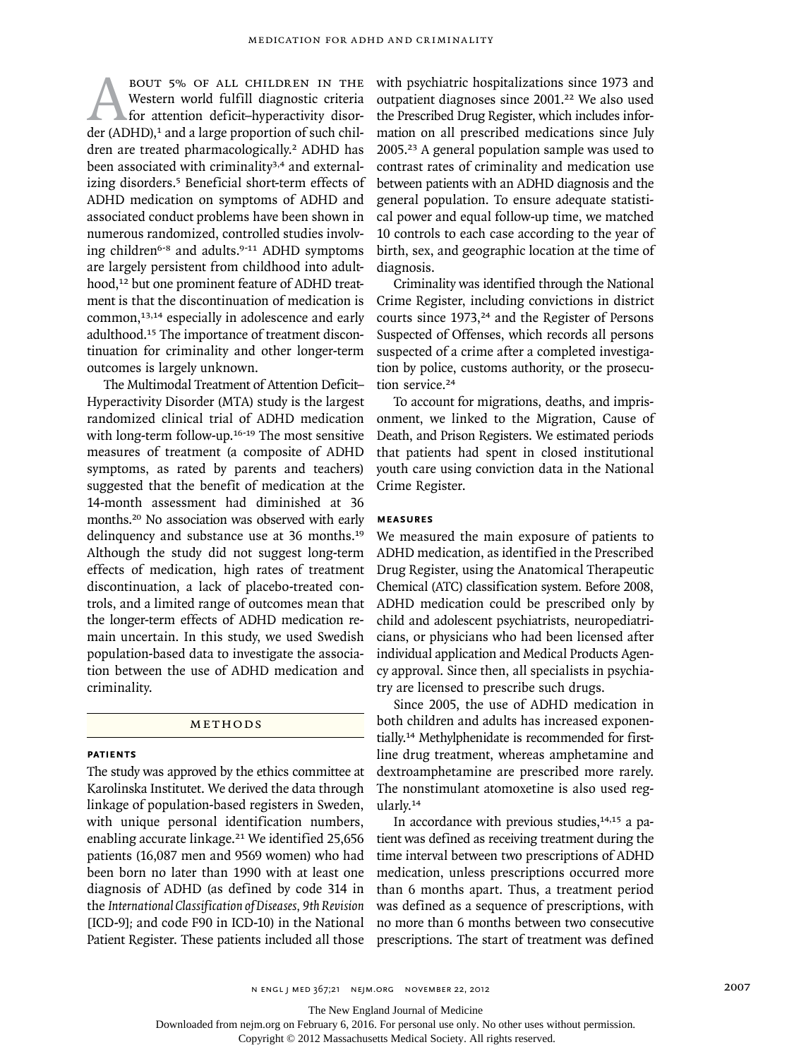About 5% of all children in the Western world fulfill diagnostic criteria for attention deficit–hyperactivity disorder (ADHD),[1] and a large proportion of such children are treated pharmacologically.[2] ADHD has been associated with criminality[3,4] and externalizing disorders.[5] Beneficial short-term effects of ADHD medication on symptoms of ADHD and associated conduct problems have been shown in numerous randomized, controlled studies involving children[6-8] and adults.[9-11] ADHD symptoms are largely persistent from childhood into adulthood,[12] but one prominent feature of ADHD treatment is that the discontinuation of medication is common,[13,14] especially in adolescence and early adulthood.[15] The importance of treatment discontinuation for criminality and other longer-term outcomes is largely unknown.

The Multimodal Treatment of Attention Deficit–Hyperactivity Disorder (MTA) study is the largest randomized clinical trial of ADHD medication with long-term follow-up.[16-19] The most sensitive measures of treatment (a composite of ADHD symptoms, as rated by parents and teachers) suggested that the benefit of medication at the 14-month assessment had diminished at 36 months.[20] No association was observed with early delinquency and substance use at 36 months.[19] Although the study did not suggest long-term effects of medication, high rates of treatment discontinuation, a lack of placebo-treated controls, and a limited range of outcomes mean that the longer-term effects of ADHD medication remain uncertain. In this study, we used Swedish population-based data to investigate the association between the use of ADHD medication and criminality.

## Methods

### Patients

The study was approved by the ethics committee at Karolinska Institutet. We derived the data through linkage of population-based registers in Sweden, with unique personal identification numbers, enabling accurate linkage.[21] We identified 25,656 patients (16,087 men and 9569 women) who had been born no later than 1990 with at least one diagnosis of ADHD (as defined by code 314 in the *International Classification of Diseases, 9th Revision* [ICD-9]; and code F90 in ICD-10) in the National Patient Register. These patients included all those with psychiatric hospitalizations since 1973 and outpatient diagnoses since 2001.[22] We also used the Prescribed Drug Register, which includes information on all prescribed medications since July 2005.[23] A general population sample was used to contrast rates of criminality and medication use between patients with an ADHD diagnosis and the general population. To ensure adequate statistical power and equal follow-up time, we matched 10 controls to each case according to the year of birth, sex, and geographic location at the time of diagnosis.

Criminality was identified through the National Crime Register, including convictions in district courts since 1973,[24] and the Register of Persons Suspected of Offenses, which records all persons suspected of a crime after a completed investigation by police, customs authority, or the prosecution service.[24]

To account for migrations, deaths, and imprisonment, we linked to the Migration, Cause of Death, and Prison Registers. We estimated periods that patients had spent in closed institutional youth care using conviction data in the National Crime Register.

### Measures

We measured the main exposure of patients to ADHD medication, as identified in the Prescribed Drug Register, using the Anatomical Therapeutic Chemical (ATC) classification system. Before 2008, ADHD medication could be prescribed only by child and adolescent psychiatrists, neuropediatricians, or physicians who had been licensed after individual application and Medical Products Agency approval. Since then, all specialists in psychiatry are licensed to prescribe such drugs.

Since 2005, the use of ADHD medication in both children and adults has increased exponentially.[14] Methylphenidate is recommended for first-line drug treatment, whereas amphetamine and dextroamphetamine are prescribed more rarely. The nonstimulant atomoxetine is also used regularly.[14]

In accordance with previous studies,[14,15] a patient was defined as receiving treatment during the time interval between two prescriptions of ADHD medication, unless prescriptions occurred more than 6 months apart. Thus, a treatment period was defined as a sequence of prescriptions, with no more than 6 months between two consecutive prescriptions. The start of treatment was defined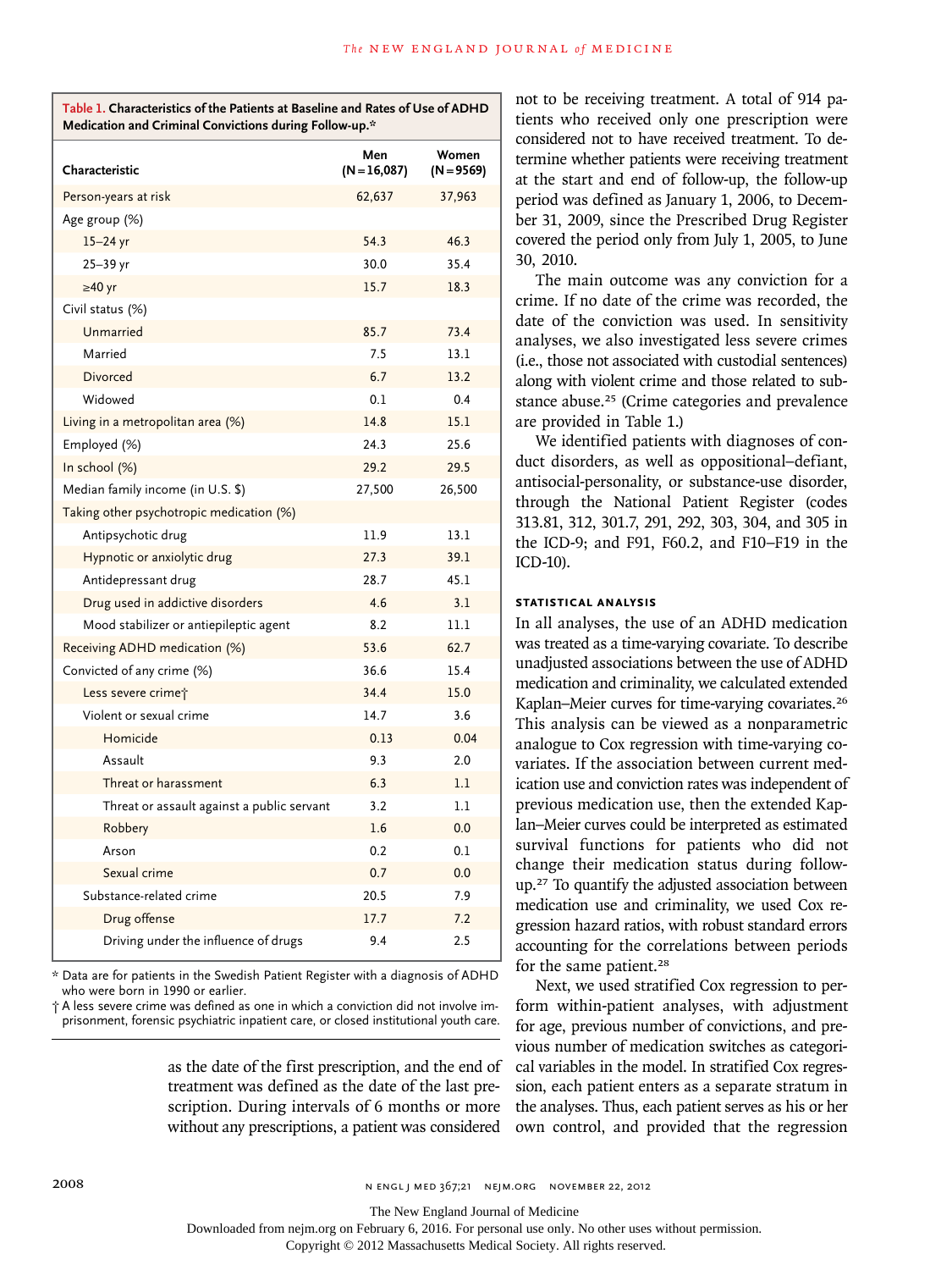**Table 1. Characteristics of the Patients at Baseline and Rates of Use of ADHD Medication and Criminal Convictions during Follow-up.***

| Characteristic | Men (N=16,087) | Women (N=9569) |
|---|---|---|
| Person-years at risk | 62,637 | 37,963 |
| Age group (%) | | |
| 15–24 yr | 54.3 | 46.3 |
| 25–39 yr | 30.0 | 35.4 |
| ≥40 yr | 15.7 | 18.3 |
| Civil status (%) | | |
| Unmarried | 85.7 | 73.4 |
| Married | 7.5 | 13.1 |
| Divorced | 6.7 | 13.2 |
| Widowed | 0.1 | 0.4 |
| Living in a metropolitan area (%) | 14.8 | 15.1 |
| Employed (%) | 24.3 | 25.6 |
| In school (%) | 29.2 | 29.5 |
| Median family income (in U.S. $) | 27,500 | 26,500 |
| Taking other psychotropic medication (%) | | |
| Antipsychotic drug | 11.9 | 13.1 |
| Hypnotic or anxiolytic drug | 27.3 | 39.1 |
| Antidepressant drug | 28.7 | 45.1 |
| Drug used in addictive disorders | 4.6 | 3.1 |
| Mood stabilizer or antiepileptic agent | 8.2 | 11.1 |
| Receiving ADHD medication (%) | 53.6 | 62.7 |
| Convicted of any crime (%) | 36.6 | 15.4 |
| Less severe crime† | 34.4 | 15.0 |
| Violent or sexual crime | 14.7 | 3.6 |
| Homicide | 0.13 | 0.04 |
| Assault | 9.3 | 2.0 |
| Threat or harassment | 6.3 | 1.1 |
| Threat or assault against a public servant | 3.2 | 1.1 |
| Robbery | 1.6 | 0.0 |
| Arson | 0.2 | 0.1 |
| Sexual crime | 0.7 | 0.0 |
| Substance-related crime | 20.5 | 7.9 |
| Drug offense | 17.7 | 7.2 |
| Driving under the influence of drugs | 9.4 | 2.5 |

\* Data are for patients in the Swedish Patient Register with a diagnosis of ADHD who were born in 1990 or earlier.

† A less severe crime was defined as one in which a conviction did not involve imprisonment, forensic psychiatric inpatient care, or closed institutional youth care.

as the date of the first prescription, and the end of treatment was defined as the date of the last prescription. During intervals of 6 months or more without any prescriptions, a patient was considered not to be receiving treatment. A total of 914 patients who received only one prescription were considered not to have received treatment. To determine whether patients were receiving treatment at the start and end of follow-up, the follow-up period was defined as January 1, 2006, to December 31, 2009, since the Prescribed Drug Register covered the period only from July 1, 2005, to June 30, 2010.

The main outcome was any conviction for a crime. If no date of the crime was recorded, the date of the conviction was used. In sensitivity analyses, we also investigated less severe crimes (i.e., those not associated with custodial sentences) along with violent crime and those related to substance abuse.[25] (Crime categories and prevalence are provided in Table 1.)

We identified patients with diagnoses of conduct disorders, as well as oppositional–defiant, antisocial-personality, or substance-use disorder, through the National Patient Register (codes 313.81, 312, 301.7, 291, 292, 303, 304, and 305 in the ICD-9; and F91, F60.2, and F10–F19 in the ICD-10).

### STATISTICAL ANALYSIS

In all analyses, the use of an ADHD medication was treated as a time-varying covariate. To describe unadjusted associations between the use of ADHD medication and criminality, we calculated extended Kaplan–Meier curves for time-varying covariates.[26] This analysis can be viewed as a nonparametric analogue to Cox regression with time-varying covariates. If the association between current medication use and conviction rates was independent of previous medication use, then the extended Kaplan–Meier curves could be interpreted as estimated survival functions for patients who did not change their medication status during follow-up.[27] To quantify the adjusted association between medication use and criminality, we used Cox regression hazard ratios, with robust standard errors accounting for the correlations between periods for the same patient.[28]

Next, we used stratified Cox regression to perform within-patient analyses, with adjustment for age, previous number of convictions, and previous number of medication switches as categorical variables in the model. In stratified Cox regression, each patient enters as a separate stratum in the analyses. Thus, each patient serves as his or her own control, and provided that the regression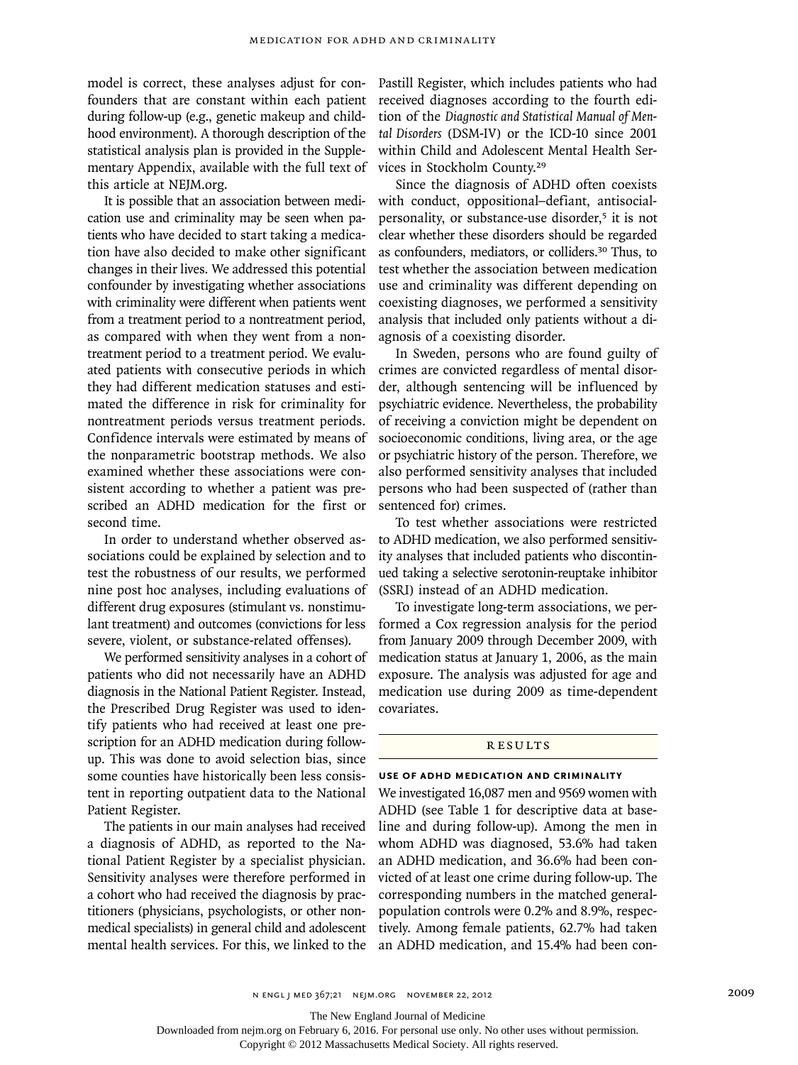model is correct, these analyses adjust for confounders that are constant within each patient during follow-up (e.g., genetic makeup and childhood environment). A thorough description of the statistical analysis plan is provided in the Supplementary Appendix, available with the full text of this article at NEJM.org.

It is possible that an association between medication use and criminality may be seen when patients who have decided to start taking a medication have also decided to make other significant changes in their lives. We addressed this potential confounder by investigating whether associations with criminality were different when patients went from a treatment period to a nontreatment period, as compared with when they went from a nontreatment period to a treatment period. We evaluated patients with consecutive periods in which they had different medication statuses and estimated the difference in risk for criminality for nontreatment periods versus treatment periods. Confidence intervals were estimated by means of the nonparametric bootstrap methods. We also examined whether these associations were consistent according to whether a patient was prescribed an ADHD medication for the first or second time.

In order to understand whether observed associations could be explained by selection and to test the robustness of our results, we performed nine post hoc analyses, including evaluations of different drug exposures (stimulant vs. nonstimulant treatment) and outcomes (convictions for less severe, violent, or substance-related offenses).

We performed sensitivity analyses in a cohort of patients who did not necessarily have an ADHD diagnosis in the National Patient Register. Instead, the Prescribed Drug Register was used to identify patients who had received at least one prescription for an ADHD medication during follow-up. This was done to avoid selection bias, since some counties have historically been less consistent in reporting outpatient data to the National Patient Register.

The patients in our main analyses had received a diagnosis of ADHD, as reported to the National Patient Register by a specialist physician. Sensitivity analyses were therefore performed in a cohort who had received the diagnosis by practitioners (physicians, psychologists, or other nonmedical specialists) in general child and adolescent mental health services. For this, we linked to the Pastill Register, which includes patients who had received diagnoses according to the fourth edition of the *Diagnostic and Statistical Manual of Mental Disorders* (DSM-IV) or the ICD-10 since 2001 within Child and Adolescent Mental Health Services in Stockholm County.[29]

Since the diagnosis of ADHD often coexists with conduct, oppositional–defiant, antisocial-personality, or substance-use disorder,[5] it is not clear whether these disorders should be regarded as confounders, mediators, or colliders.[30] Thus, to test whether the association between medication use and criminality was different depending on coexisting diagnoses, we performed a sensitivity analysis that included only patients without a diagnosis of a coexisting disorder.

In Sweden, persons who are found guilty of crimes are convicted regardless of mental disorder, although sentencing will be influenced by psychiatric evidence. Nevertheless, the probability of receiving a conviction might be dependent on socioeconomic conditions, living area, or the age or psychiatric history of the person. Therefore, we also performed sensitivity analyses that included persons who had been suspected of (rather than sentenced for) crimes.

To test whether associations were restricted to ADHD medication, we also performed sensitivity analyses that included patients who discontinued taking a selective serotonin-reuptake inhibitor (SSRI) instead of an ADHD medication.

To investigate long-term associations, we performed a Cox regression analysis for the period from January 2009 through December 2009, with medication status at January 1, 2006, as the main exposure. The analysis was adjusted for age and medication use during 2009 as time-dependent covariates.

## RESULTS

### USE OF ADHD MEDICATION AND CRIMINALITY

We investigated 16,087 men and 9569 women with ADHD (see Table 1 for descriptive data at baseline and during follow-up). Among the men in whom ADHD was diagnosed, 53.6% had taken an ADHD medication, and 36.6% had been convicted of at least one crime during follow-up. The corresponding numbers in the matched general-population controls were 0.2% and 8.9%, respectively. Among female patients, 62.7% had taken an ADHD medication, and 15.4% had been con-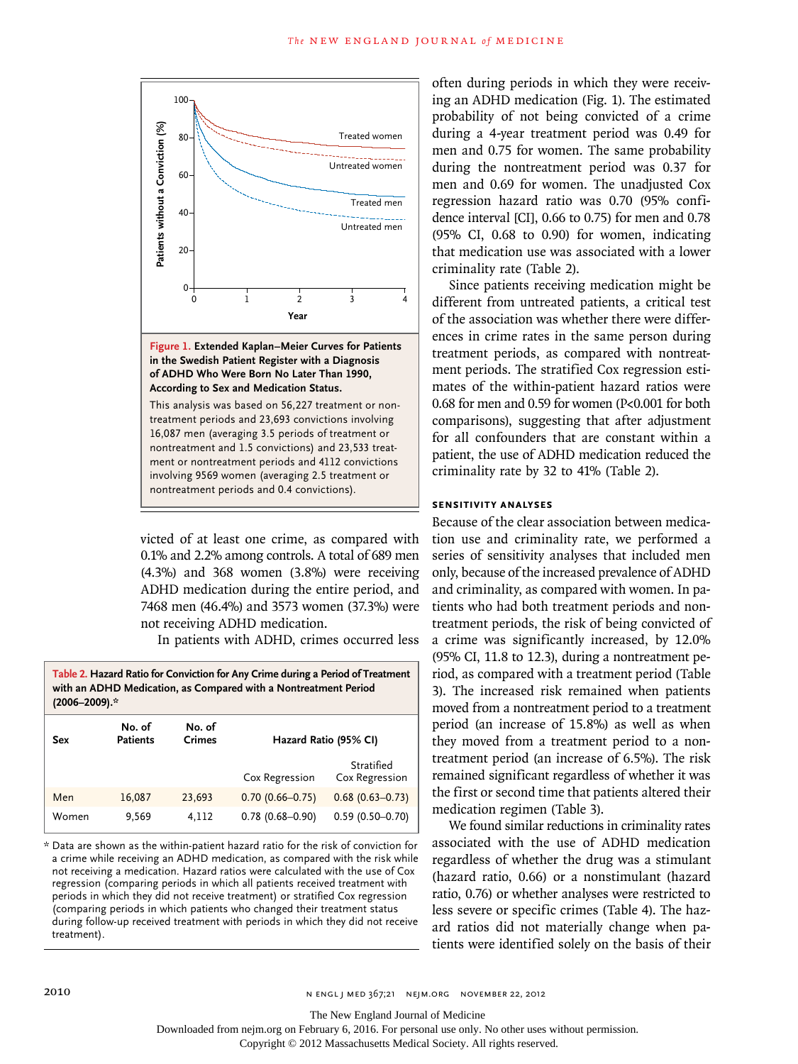**Figure 1. Extended Kaplan–Meier Curves for Patients in the Swedish Patient Register with a Diagnosis of ADHD Who Were Born No Later Than 1990, According to Sex and Medication Status.**

This analysis was based on 56,227 treatment or nontreatment periods and 23,693 convictions involving 16,087 men (averaging 3.5 periods of treatment or nontreatment and 1.5 convictions) and 23,533 treatment or nontreatment periods and 4112 convictions involving 9569 women (averaging 2.5 treatment or nontreatment periods and 0.4 convictions).

victed of at least one crime, as compared with 0.1% and 2.2% among controls. A total of 689 men (4.3%) and 368 women (3.8%) were receiving ADHD medication during the entire period, and 7468 men (46.4%) and 3573 women (37.3%) were not receiving ADHD medication.

In patients with ADHD, crimes occurred less often during periods in which they were receiving an ADHD medication (Fig. 1). The estimated probability of not being convicted of a crime during a 4-year treatment period was 0.49 for men and 0.75 for women. The same probability during the nontreatment period was 0.37 for men and 0.69 for women. The unadjusted Cox regression hazard ratio was 0.70 (95% confidence interval [CI], 0.66 to 0.75) for men and 0.78 (95% CI, 0.68 to 0.90) for women, indicating that medication use was associated with a lower criminality rate (Table 2).

Since patients receiving medication might be different from untreated patients, a critical test of the association was whether there were differences in crime rates in the same person during treatment periods, as compared with nontreatment periods. The stratified Cox regression estimates of the within-patient hazard ratios were 0.68 for men and 0.59 for women ($P<0.001$ for both comparisons), suggesting that after adjustment for all confounders that are constant within a patient, the use of ADHD medication reduced the criminality rate by 32 to 41% (Table 2).

**Table 2. Hazard Ratio for Conviction for Any Crime during a Period of Treatment with an ADHD Medication, as Compared with a Nontreatment Period (2006–2009).***

| Sex | No. of Patients | No. of Crimes | Hazard Ratio (95% CI) | |
|---|---|---|---|---|
| | | | Cox Regression | Stratified Cox Regression |
| Men | 16,087 | 23,693 | 0.70 (0.66–0.75) | 0.68 (0.63–0.73) |
| Women | 9,569 | 4,112 | 0.78 (0.68–0.90) | 0.59 (0.50–0.70) |

\* Data are shown as the within-patient hazard ratio for the risk of conviction for a crime while receiving an ADHD medication, as compared with the risk while not receiving a medication. Hazard ratios were calculated with the use of Cox regression (comparing periods in which all patients received treatment with periods in which they did not receive treatment) or stratified Cox regression (comparing periods in which patients who changed their treatment status during follow-up received treatment with periods in which they did not receive treatment).

### SENSITIVITY ANALYSES

Because of the clear association between medication use and criminality rate, we performed a series of sensitivity analyses that included men only, because of the increased prevalence of ADHD and criminality, as compared with women. In patients who had both treatment periods and nontreatment periods, the risk of being convicted of a crime was significantly increased, by 12.0% (95% CI, 11.8 to 12.3), during a nontreatment period, as compared with a treatment period (Table 3). The increased risk remained when patients moved from a nontreatment period to a treatment period (an increase of 15.8%) as well as when they moved from a treatment period to a nontreatment period (an increase of 6.5%). The risk remained significant regardless of whether it was the first or second time that patients altered their medication regimen (Table 3).

We found similar reductions in criminality rates associated with the use of ADHD medication regardless of whether the drug was a stimulant (hazard ratio, 0.66) or a nonstimulant (hazard ratio, 0.76) or whether analyses were restricted to less severe or specific crimes (Table 4). The hazard ratios did not materially change when patients were identified solely on the basis of their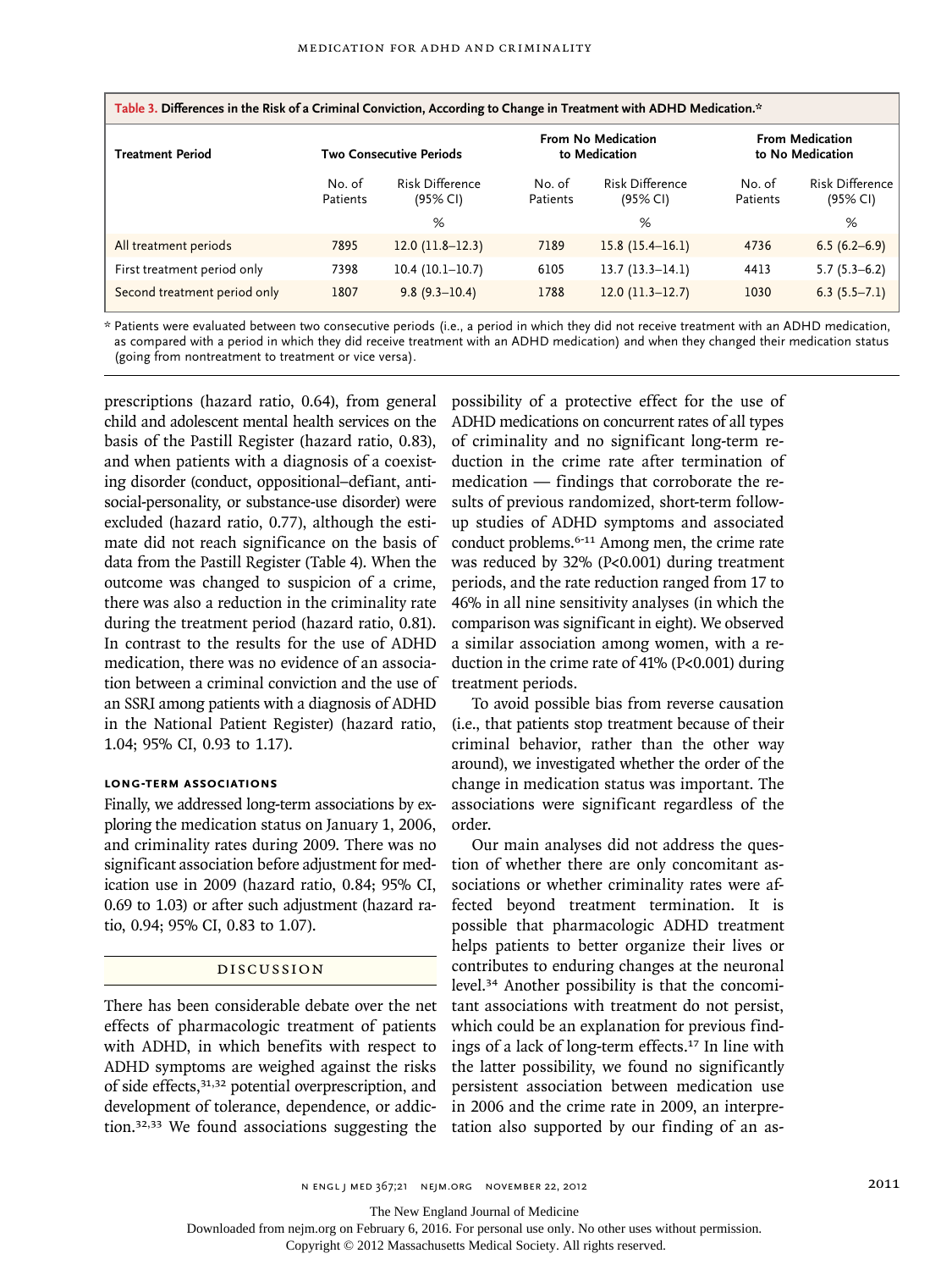**Table 3. Differences in the Risk of a Criminal Conviction, According to Change in Treatment with ADHD Medication.***

| Treatment Period | Two Consecutive Periods | | From No Medication to Medication | | From Medication to No Medication | |
|---|---|---|---|---|---|---|
| | No. of Patients | Risk Difference (95% CI) | No. of Patients | Risk Difference (95% CI) | No. of Patients | Risk Difference (95% CI) |
| | | % | | % | | % |
| All treatment periods | 7895 | 12.0 (11.8–12.3) | 7189 | 15.8 (15.4–16.1) | 4736 | 6.5 (6.2–6.9) |
| First treatment period only | 7398 | 10.4 (10.1–10.7) | 6105 | 13.7 (13.3–14.1) | 4413 | 5.7 (5.3–6.2) |
| Second treatment period only | 1807 | 9.8 (9.3–10.4) | 1788 | 12.0 (11.3–12.7) | 1030 | 6.3 (5.5–7.1) |

\* Patients were evaluated between two consecutive periods (i.e., a period in which they did not receive treatment with an ADHD medication, as compared with a period in which they did receive treatment with an ADHD medication) and when they changed their medication status (going from nontreatment to treatment or vice versa).

prescriptions (hazard ratio, 0.64), from general child and adolescent mental health services on the basis of the Pastill Register (hazard ratio, 0.83), and when patients with a diagnosis of a coexisting disorder (conduct, oppositional–defiant, antisocial-personality, or substance-use disorder) were excluded (hazard ratio, 0.77), although the estimate did not reach significance on the basis of data from the Pastill Register (Table 4). When the outcome was changed to suspicion of a crime, there was also a reduction in the criminality rate during the treatment period (hazard ratio, 0.81). In contrast to the results for the use of ADHD medication, there was no evidence of an association between a criminal conviction and the use of an SSRI among patients with a diagnosis of ADHD in the National Patient Register) (hazard ratio, 1.04; 95% CI, 0.93 to 1.17).

### Long-Term Associations

Finally, we addressed long-term associations by exploring the medication status on January 1, 2006, and criminality rates during 2009. There was no significant association before adjustment for medication use in 2009 (hazard ratio, 0.84; 95% CI, 0.69 to 1.03) or after such adjustment (hazard ratio, 0.94; 95% CI, 0.83 to 1.07).

## Discussion

There has been considerable debate over the net effects of pharmacologic treatment of patients with ADHD, in which benefits with respect to ADHD symptoms are weighed against the risks of side effects,[31,32] potential overprescription, and development of tolerance, dependence, or addiction.[32,33] We found associations suggesting the possibility of a protective effect for the use of ADHD medications on concurrent rates of all types of criminality and no significant long-term reduction in the crime rate after termination of medication — findings that corroborate the results of previous randomized, short-term follow-up studies of ADHD symptoms and associated conduct problems.[6-11] Among men, the crime rate was reduced by 32% ($P<0.001$) during treatment periods, and the rate reduction ranged from 17 to 46% in all nine sensitivity analyses (in which the comparison was significant in eight). We observed a similar association among women, with a reduction in the crime rate of 41% ($P<0.001$) during treatment periods.

To avoid possible bias from reverse causation (i.e., that patients stop treatment because of their criminal behavior, rather than the other way around), we investigated whether the order of the change in medication status was important. The associations were significant regardless of the order.

Our main analyses did not address the question of whether there are only concomitant associations or whether criminality rates were affected beyond treatment termination. It is possible that pharmacologic ADHD treatment helps patients to better organize their lives or contributes to enduring changes at the neuronal level.[34] Another possibility is that the concomitant associations with treatment do not persist, which could be an explanation for previous findings of a lack of long-term effects.[17] In line with the latter possibility, we found no significantly persistent association between medication use in 2006 and the crime rate in 2009, an interpretation also supported by our finding of an as-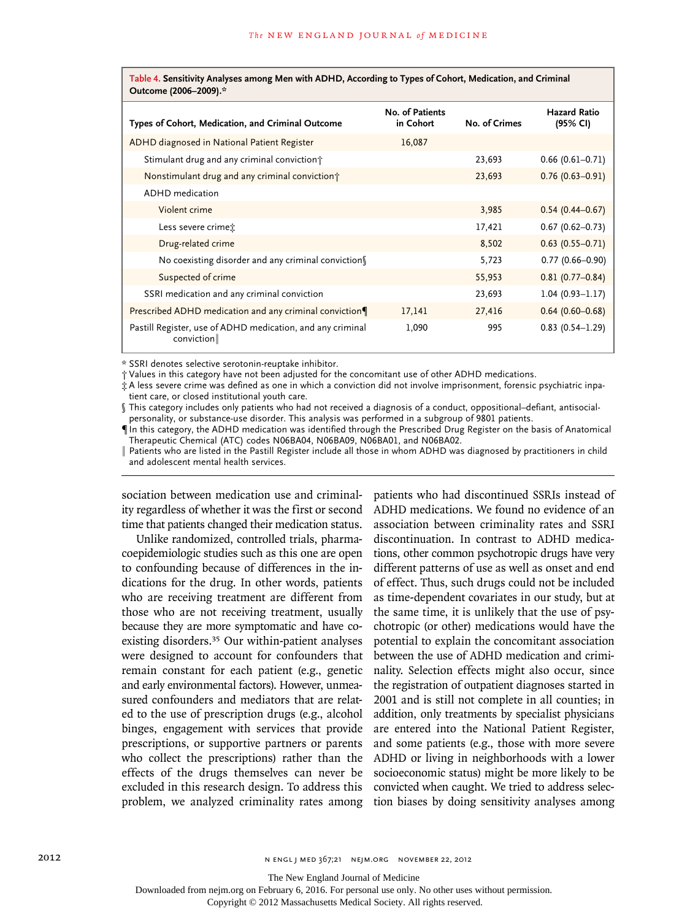**Table 4. Sensitivity Analyses among Men with ADHD, According to Types of Cohort, Medication, and Criminal Outcome (2006–2009).***

| Types of Cohort, Medication, and Criminal Outcome | No. of Patients in Cohort | No. of Crimes | Hazard Ratio (95% CI) |
|---|---|---|---|
| ADHD diagnosed in National Patient Register | 16,087 | | |
| Stimulant drug and any criminal conviction† | | 23,693 | 0.66 (0.61–0.71) |
| Nonstimulant drug and any criminal conviction† | | 23,693 | 0.76 (0.63–0.91) |
| ADHD medication | | | |
| Violent crime | | 3,985 | 0.54 (0.44–0.67) |
| Less severe crime‡ | | 17,421 | 0.67 (0.62–0.73) |
| Drug-related crime | | 8,502 | 0.63 (0.55–0.71) |
| No coexisting disorder and any criminal conviction§ | | 5,723 | 0.77 (0.66–0.90) |
| Suspected of crime | | 55,953 | 0.81 (0.77–0.84) |
| SSRI medication and any criminal conviction | | 23,693 | 1.04 (0.93–1.17) |
| Prescribed ADHD medication and any criminal conviction¶ | 17,141 | 27,416 | 0.64 (0.60–0.68) |
| Pastill Register, use of ADHD medication, and any criminal conviction‖ | 1,090 | 995 | 0.83 (0.54–1.29) |

* SSRI denotes selective serotonin-reuptake inhibitor.
† Values in this category have not been adjusted for the concomitant use of other ADHD medications.
‡ A less severe crime was defined as one in which a conviction did not involve imprisonment, forensic psychiatric inpatient care, or closed institutional youth care.
§ This category includes only patients who had not received a diagnosis of a conduct, oppositional–defiant, antisocial-personality, or substance-use disorder. This analysis was performed in a subgroup of 9801 patients.
¶ In this category, the ADHD medication was identified through the Prescribed Drug Register on the basis of Anatomical Therapeutic Chemical (ATC) codes N06BA04, N06BA09, N06BA01, and N06BA02.
‖ Patients who are listed in the Pastill Register include all those in whom ADHD was diagnosed by practitioners in child and adolescent mental health services.

sociation between medication use and criminality regardless of whether it was the first or second time that patients changed their medication status.

Unlike randomized, controlled trials, pharmacoepidemiologic studies such as this one are open to confounding because of differences in the indications for the drug. In other words, patients who are receiving treatment are different from those who are not receiving treatment, usually because they are more symptomatic and have coexisting disorders.[35] Our within-patient analyses were designed to account for confounders that remain constant for each patient (e.g., genetic and early environmental factors). However, unmeasured confounders and mediators that are related to the use of prescription drugs (e.g., alcohol binges, engagement with services that provide prescriptions, or supportive partners or parents who collect the prescriptions) rather than the effects of the drugs themselves can never be excluded in this research design. To address this problem, we analyzed criminality rates among patients who had discontinued SSRIs instead of ADHD medications. We found no evidence of an association between criminality rates and SSRI discontinuation. In contrast to ADHD medications, other common psychotropic drugs have very different patterns of use as well as onset and end of effect. Thus, such drugs could not be included as time-dependent covariates in our study, but at the same time, it is unlikely that the use of psychotropic (or other) medications would have the potential to explain the concomitant association between the use of ADHD medication and criminality. Selection effects might also occur, since the registration of outpatient diagnoses started in 2001 and is still not complete in all counties; in addition, only treatments by specialist physicians are entered into the National Patient Register, and some patients (e.g., those with more severe ADHD or living in neighborhoods with a lower socioeconomic status) might be more likely to be convicted when caught. We tried to address selection biases by doing sensitivity analyses among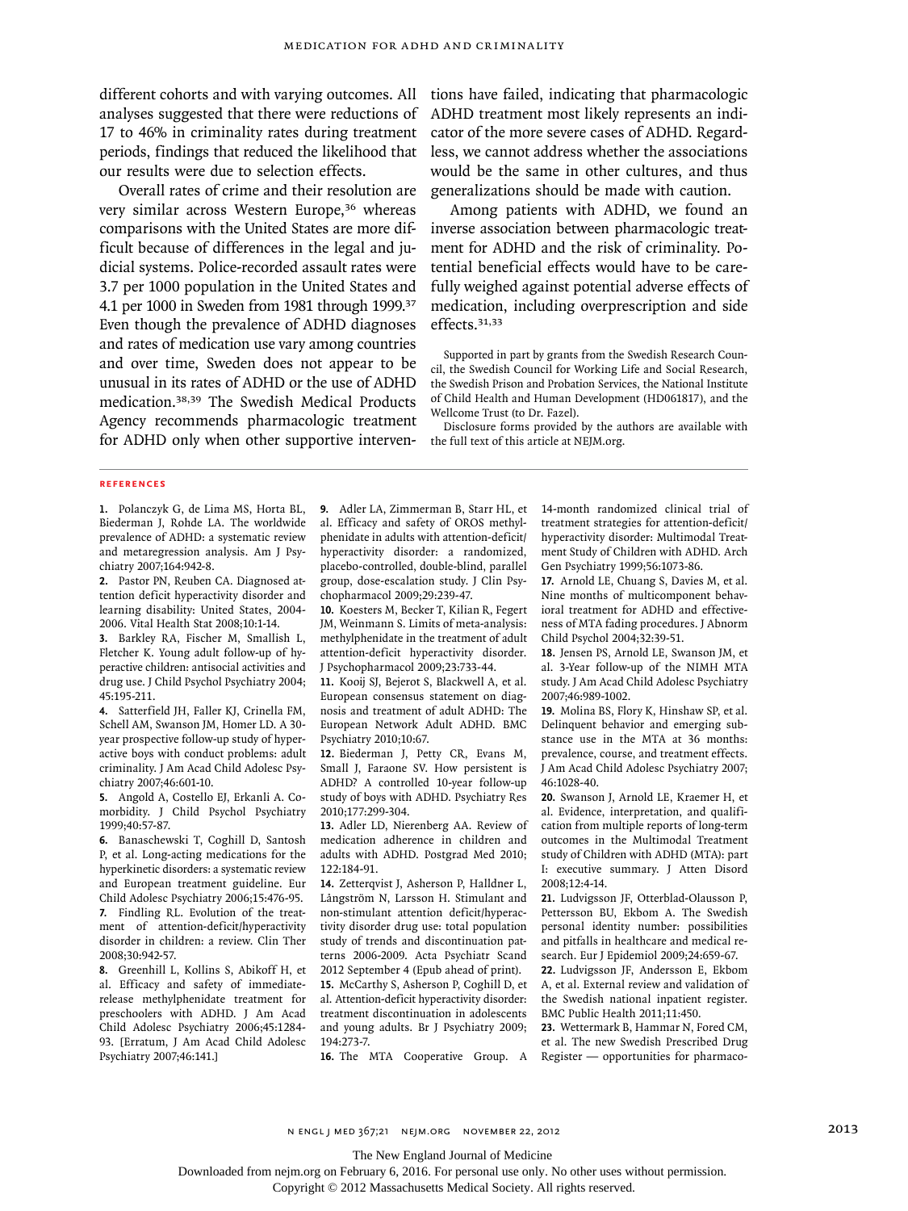different cohorts and with varying outcomes. All analyses suggested that there were reductions of 17 to 46% in criminality rates during treatment periods, findings that reduced the likelihood that our results were due to selection effects.

Overall rates of crime and their resolution are very similar across Western Europe,[36] whereas comparisons with the United States are more difficult because of differences in the legal and judicial systems. Police-recorded assault rates were 3.7 per 1000 population in the United States and 4.1 per 1000 in Sweden from 1981 through 1999.[37] Even though the prevalence of ADHD diagnoses and rates of medication use vary among countries and over time, Sweden does not appear to be unusual in its rates of ADHD or the use of ADHD medication.[38,39] The Swedish Medical Products Agency recommends pharmacologic treatment for ADHD only when other supportive interventions have failed, indicating that pharmacologic ADHD treatment most likely represents an indicator of the more severe cases of ADHD. Regardless, we cannot address whether the associations would be the same in other cultures, and thus generalizations should be made with caution.

Among patients with ADHD, we found an inverse association between pharmacologic treatment for ADHD and the risk of criminality. Potential beneficial effects would have to be carefully weighed against potential adverse effects of medication, including overprescription and side effects.[31,33]

Supported in part by grants from the Swedish Research Council, the Swedish Council for Working Life and Social Research, the Swedish Prison and Probation Services, the National Institute of Child Health and Human Development (HD061817), and the Wellcome Trust (to Dr. Fazel).

Disclosure forms provided by the authors are available with the full text of this article at NEJM.org.

## References

1. Polanczyk G, de Lima MS, Horta BL, Biederman J, Rohde LA. The worldwide prevalence of ADHD: a systematic review and metaregression analysis. Am J Psychiatry 2007;164:942-8.
2. Pastor PN, Reuben CA. Diagnosed attention deficit hyperactivity disorder and learning disability: United States, 2004-2006. Vital Health Stat 2008;10:1-14.
3. Barkley RA, Fischer M, Smallish L, Fletcher K. Young adult follow-up of hyperactive children: antisocial activities and drug use. J Child Psychol Psychiatry 2004;45:195-211.
4. Satterfield JH, Faller KJ, Crinella FM, Schell AM, Swanson JM, Homer LD. A 30-year prospective follow-up study of hyperactive boys with conduct problems: adult criminality. J Am Acad Child Adolesc Psychiatry 2007;46:601-10.
5. Angold A, Costello EJ, Erkanli A. Comorbidity. J Child Psychol Psychiatry 1999;40:57-87.
6. Banaschewski T, Coghill D, Santosh P, et al. Long-acting medications for the hyperkinetic disorders: a systematic review and European treatment guideline. Eur Child Adolesc Psychiatry 2006;15:476-95.
7. Findling RL. Evolution of the treatment of attention-deficit/hyperactivity disorder in children: a review. Clin Ther 2008;30:942-57.
8. Greenhill L, Kollins S, Abikoff H, et al. Efficacy and safety of immediate-release methylphenidate treatment for preschoolers with ADHD. J Am Acad Child Adolesc Psychiatry 2006;45:1284-93. [Erratum, J Am Acad Child Adolesc Psychiatry 2007;46:141.]
9. Adler LA, Zimmerman B, Starr HL, et al. Efficacy and safety of OROS methylphenidate in adults with attention-deficit/hyperactivity disorder: a randomized, placebo-controlled, double-blind, parallel group, dose-escalation study. J Clin Psychopharmacol 2009;29:239-47.
10. Koesters M, Becker T, Kilian R, Fegert JM, Weinmann S. Limits of meta-analysis: methylphenidate in the treatment of adult attention-deficit hyperactivity disorder. J Psychopharmacol 2009;23:733-44.
11. Kooij SJ, Bejerot S, Blackwell A, et al. European consensus statement on diagnosis and treatment of adult ADHD: The European Network Adult ADHD. BMC Psychiatry 2010;10:67.
12. Biederman J, Petty CR, Evans M, Small J, Faraone SV. How persistent is ADHD? A controlled 10-year follow-up study of boys with ADHD. Psychiatry Res 2010;177:299-304.
13. Adler LD, Nierenberg AA. Review of medication adherence in children and adults with ADHD. Postgrad Med 2010;122:184-91.
14. Zetterqvist J, Asherson P, Halldner L, Långström N, Larsson H. Stimulant and non-stimulant attention deficit/hyperactivity disorder drug use: total population study of trends and discontinuation patterns 2006-2009. Acta Psychiatr Scand 2012 September 4 (Epub ahead of print).
15. McCarthy S, Asherson P, Coghill D, et al. Attention-deficit hyperactivity disorder: treatment discontinuation in adolescents and young adults. Br J Psychiatry 2009;194:273-7.
16. The MTA Cooperative Group. A 14-month randomized clinical trial of treatment strategies for attention-deficit/hyperactivity disorder: Multimodal Treatment Study of Children with ADHD. Arch Gen Psychiatry 1999;56:1073-86.
17. Arnold LE, Chuang S, Davies M, et al. Nine months of multicomponent behavioral treatment for ADHD and effectiveness of MTA fading procedures. J Abnorm Child Psychol 2004;32:39-51.
18. Jensen PS, Arnold LE, Swanson JM, et al. 3-Year follow-up of the NIMH MTA study. J Am Acad Child Adolesc Psychiatry 2007;46:989-1002.
19. Molina BS, Flory K, Hinshaw SP, et al. Delinquent behavior and emerging substance use in the MTA at 36 months: prevalence, course, and treatment effects. J Am Acad Child Adolesc Psychiatry 2007;46:1028-40.
20. Swanson J, Arnold LE, Kraemer H, et al. Evidence, interpretation, and qualification from multiple reports of long-term outcomes in the Multimodal Treatment study of Children with ADHD (MTA): part I: executive summary. J Atten Disord 2008;12:4-14.
21. Ludvigsson JF, Otterblad-Olausson P, Pettersson BU, Ekbom A. The Swedish personal identity number: possibilities and pitfalls in healthcare and medical research. Eur J Epidemiol 2009;24:659-67.
22. Ludvigsson JF, Andersson E, Ekbom A, et al. External review and validation of the Swedish national inpatient register. BMC Public Health 2011;11:450.
23. Wettermark B, Hammar N, Fored CM, et al. The new Swedish Prescribed Drug Register — opportunities for pharmaco-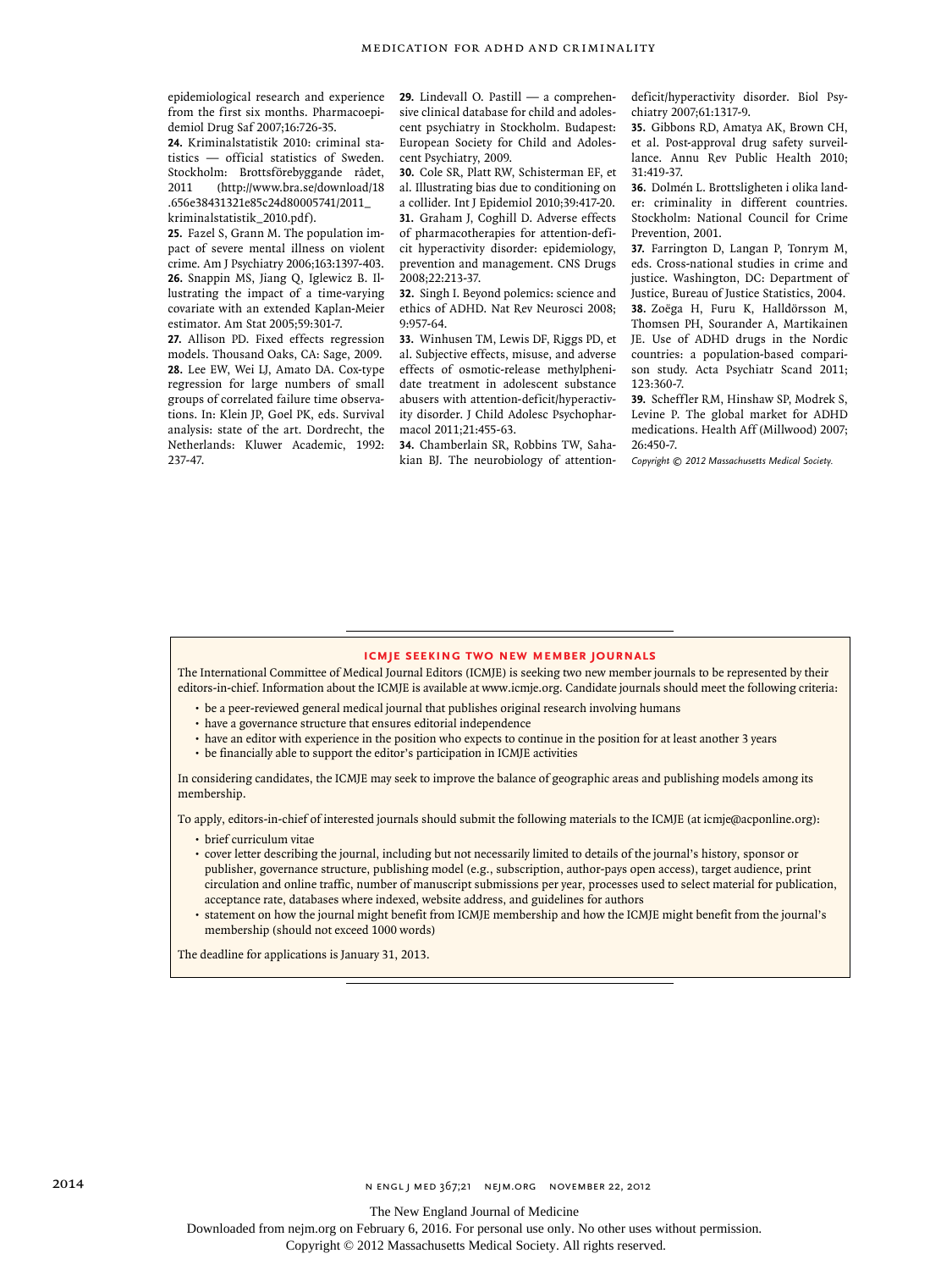epidemiological research and experience from the first six months. Pharmacoepidemiol Drug Saf 2007;16:726-35.

**24.** Kriminalstatistik 2010: criminal statistics — official statistics of Sweden. Stockholm: Brottsförebyggande rådet, 2011 (http://www.bra.se/download/18.656e38431321e85c24d80005741/2011_kriminalstatistik_2010.pdf).

**25.** Fazel S, Grann M. The population impact of severe mental illness on violent crime. Am J Psychiatry 2006;163:1397-403.

**26.** Snappin MS, Jiang Q, Iglewicz B. Illustrating the impact of a time-varying covariate with an extended Kaplan-Meier estimator. Am Stat 2005;59:301-7.

**27.** Allison PD. Fixed effects regression models. Thousand Oaks, CA: Sage, 2009.

**28.** Lee EW, Wei LJ, Amato DA. Cox-type regression for large numbers of small groups of correlated failure time observations. In: Klein JP, Goel PK, eds. Survival analysis: state of the art. Dordrecht, the Netherlands: Kluwer Academic, 1992: 237-47.

**29.** Lindevall O. Pastill — a comprehensive clinical database for child and adolescent psychiatry in Stockholm. Budapest: European Society for Child and Adolescent Psychiatry, 2009.

**30.** Cole SR, Platt RW, Schisterman EF, et al. Illustrating bias due to conditioning on a collider. Int J Epidemiol 2010;39:417-20.

**31.** Graham J, Coghill D. Adverse effects of pharmacotherapies for attention-deficit hyperactivity disorder: epidemiology, prevention and management. CNS Drugs 2008;22:213-37.

**32.** Singh I. Beyond polemics: science and ethics of ADHD. Nat Rev Neurosci 2008; 9:957-64.

**33.** Winhusen TM, Lewis DF, Riggs PD, et al. Subjective effects, misuse, and adverse effects of osmotic-release methylphenidate treatment in adolescent substance abusers with attention-deficit/hyperactivity disorder. J Child Adolesc Psychopharmacol 2011;21:455-63.

**34.** Chamberlain SR, Robbins TW, Sahakian BJ. The neurobiology of attention-deficit/hyperactivity disorder. Biol Psychiatry 2007;61:1317-9.

**35.** Gibbons RD, Amatya AK, Brown CH, et al. Post-approval drug safety surveillance. Annu Rev Public Health 2010; 31:419-37.

**36.** Dolmén L. Brottsligheten i olika länder: criminality in different countries. Stockholm: National Council for Crime Prevention, 2001.

**37.** Farrington D, Langan P, Tonrym M, eds. Cross-national studies in crime and justice. Washington, DC: Department of Justice, Bureau of Justice Statistics, 2004.

**38.** Zoëga H, Furu K, Halldórsson M, Thomsen PH, Sourander A, Martikainen JE. Use of ADHD drugs in the Nordic countries: a population-based comparison study. Acta Psychiatr Scand 2011; 123:360-7.

**39.** Scheffler RM, Hinshaw SP, Modrek S, Levine P. The global market for ADHD medications. Health Aff (Millwood) 2007; 26:450-7.

*Copyright © 2012 Massachusetts Medical Society.*

## ICMJE SEEKING TWO NEW MEMBER JOURNALS

The International Committee of Medical Journal Editors (ICMJE) is seeking two new member journals to be represented by their editors-in-chief. Information about the ICMJE is available at www.icmje.org. Candidate journals should meet the following criteria:

- be a peer-reviewed general medical journal that publishes original research involving humans
- have a governance structure that ensures editorial independence
- have an editor with experience in the position who expects to continue in the position for at least another 3 years
- be financially able to support the editor's participation in ICMJE activities

In considering candidates, the ICMJE may seek to improve the balance of geographic areas and publishing models among its membership.

To apply, editors-in-chief of interested journals should submit the following materials to the ICMJE (at icmje@acponline.org):

- brief curriculum vitae
- cover letter describing the journal, including but not necessarily limited to details of the journal's history, sponsor or publisher, governance structure, publishing model (e.g., subscription, author-pays open access), target audience, print circulation and online traffic, number of manuscript submissions per year, processes used to select material for publication, acceptance rate, databases where indexed, website address, and guidelines for authors
- statement on how the journal might benefit from ICMJE membership and how the ICMJE might benefit from the journal's membership (should not exceed 1000 words)

The deadline for applications is January 31, 2013.